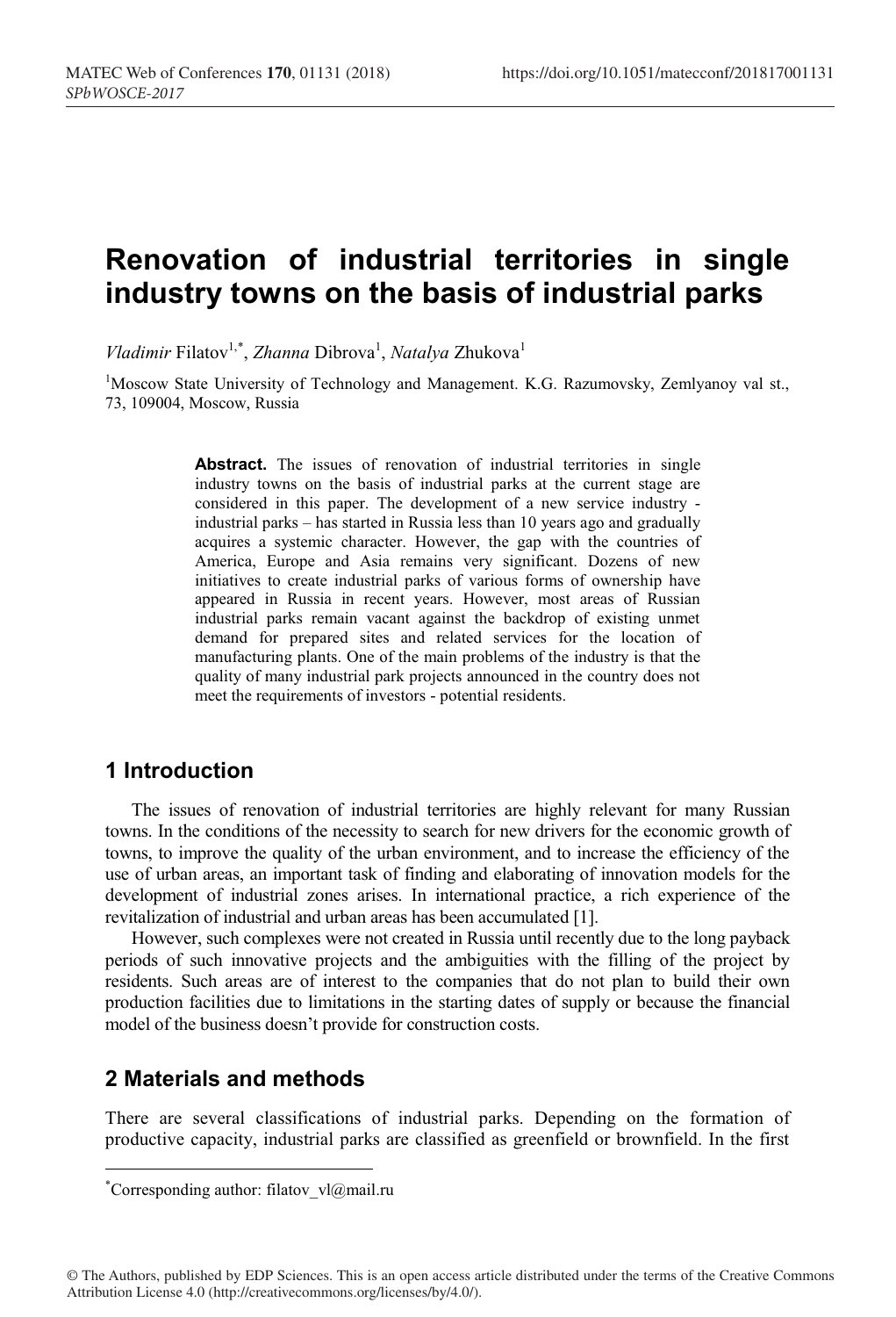# Renovation of industrial territories in single industry towns on the basis of industrial parks

*Vladimir* Filatov[1,*], *Zhanna* Dibrova[1], *Natalya* Zhukova[1]

[1]Moscow State University of Technology and Management. K.G. Razumovsky, Zemlyanoy val st., 73, 109004, Moscow, Russia

**Abstract.** The issues of renovation of industrial territories in single industry towns on the basis of industrial parks at the current stage are considered in this paper. The development of a new service industry - industrial parks – has started in Russia less than 10 years ago and gradually acquires a systemic character. However, the gap with the countries of America, Europe and Asia remains very significant. Dozens of new initiatives to create industrial parks of various forms of ownership have appeared in Russia in recent years. However, most areas of Russian industrial parks remain vacant against the backdrop of existing unmet demand for prepared sites and related services for the location of manufacturing plants. One of the main problems of the industry is that the quality of many industrial park projects announced in the country does not meet the requirements of investors - potential residents.

## 1 Introduction

The issues of renovation of industrial territories are highly relevant for many Russian towns. In the conditions of the necessity to search for new drivers for the economic growth of towns, to improve the quality of the urban environment, and to increase the efficiency of the use of urban areas, an important task of finding and elaborating of innovation models for the development of industrial zones arises. In international practice, a rich experience of the revitalization of industrial and urban areas has been accumulated [1].

However, such complexes were not created in Russia until recently due to the long payback periods of such innovative projects and the ambiguities with the filling of the project by residents. Such areas are of interest to the companies that do not plan to build their own production facilities due to limitations in the starting dates of supply or because the financial model of the business doesn't provide for construction costs.

## 2 Materials and methods

There are several classifications of industrial parks. Depending on the formation of productive capacity, industrial parks are classified as greenfield or brownfield. In the first

*Corresponding author: filatov_vl@mail.ru

© The Authors, published by EDP Sciences. This is an open access article distributed under the terms of the Creative Commons Attribution License 4.0 (http://creativecommons.org/licenses/by/4.0/).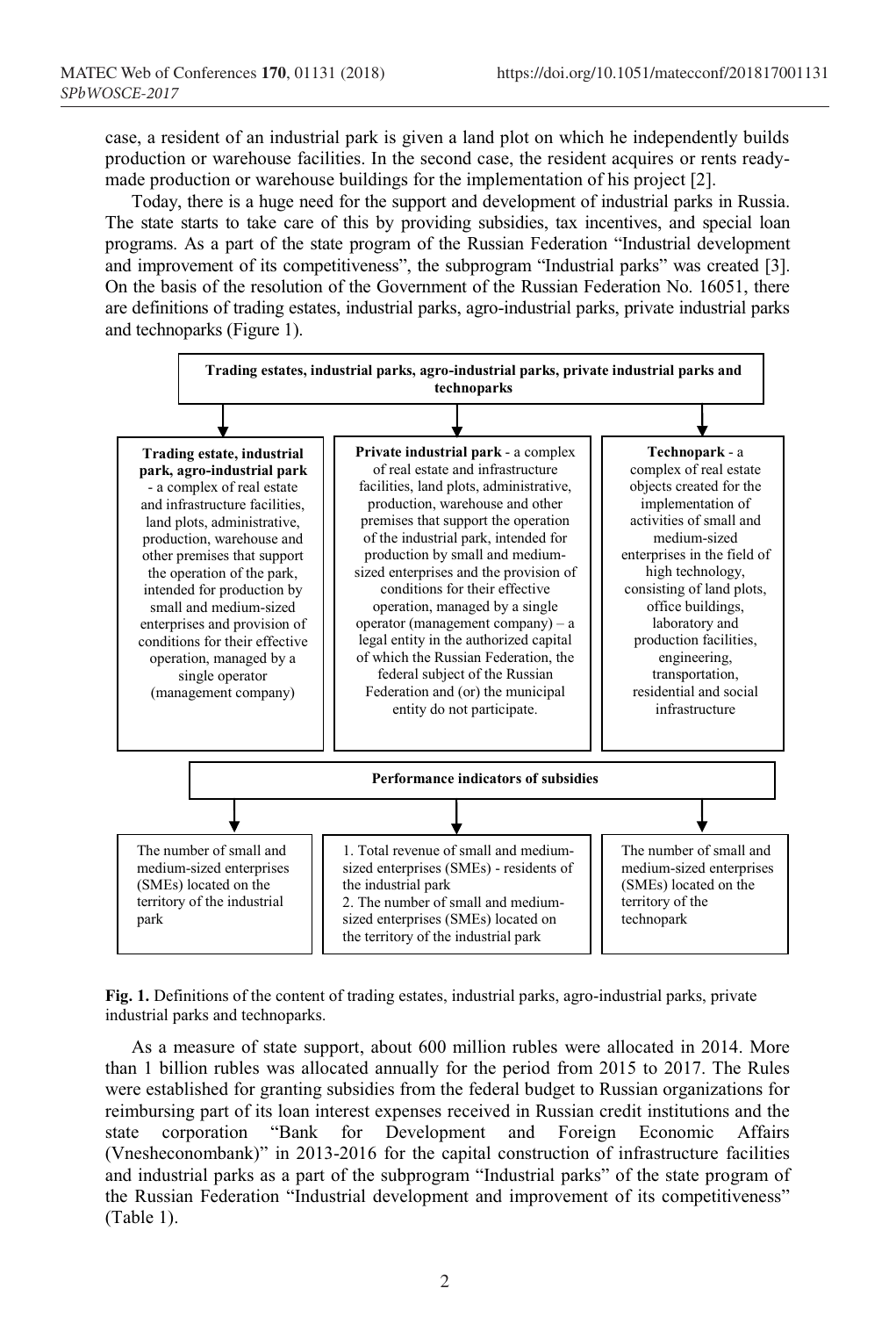case, a resident of an industrial park is given a land plot on which he independently builds production or warehouse facilities. In the second case, the resident acquires or rents ready-made production or warehouse buildings for the implementation of his project [2].

Today, there is a huge need for the support and development of industrial parks in Russia. The state starts to take care of this by providing subsidies, tax incentives, and special loan programs. As a part of the state program of the Russian Federation "Industrial development and improvement of its competitiveness", the subprogram "Industrial parks" was created [3]. On the basis of the resolution of the Government of the Russian Federation No. 16051, there are definitions of trading estates, industrial parks, agro-industrial parks, private industrial parks and technoparks (Figure 1).

**Trading estates, industrial parks, agro-industrial parks, private industrial parks and technoparks**

| **Trading estate, industrial park, agro-industrial park** - a complex of real estate and infrastructure facilities, land plots, administrative, production, warehouse and other premises that support the operation of the park, intended for production by small and medium-sized enterprises and provision of conditions for their effective operation, managed by a single operator (management company) | **Private industrial park** - a complex of real estate and infrastructure facilities, land plots, administrative, production, warehouse and other premises that support the operation of the industrial park, intended for production by small and medium-sized enterprises and the provision of conditions for their effective operation, managed by a single operator (management company) – a legal entity in the authorized capital of which the Russian Federation, the federal subject of the Russian Federation and (or) the municipal entity do not participate. | **Technopark** - a complex of real estate objects created for the implementation of activities of small and medium-sized enterprises in the field of high technology, consisting of land plots, office buildings, laboratory and production facilities, engineering, transportation, residential and social infrastructure |
|---|---|---|

**Performance indicators of subsidies**

| The number of small and medium-sized enterprises (SMEs) located on the territory of the industrial park | 1. Total revenue of small and medium-sized enterprises (SMEs) - residents of the industrial park<br>2. The number of small and medium-sized enterprises (SMEs) located on the territory of the industrial park | The number of small and medium-sized enterprises (SMEs) located on the territory of the technopark |
|---|---|---|

**Fig. 1.** Definitions of the content of trading estates, industrial parks, agro-industrial parks, private industrial parks and technoparks.

As a measure of state support, about 600 million rubles were allocated in 2014. More than 1 billion rubles was allocated annually for the period from 2015 to 2017. The Rules were established for granting subsidies from the federal budget to Russian organizations for reimbursing part of its loan interest expenses received in Russian credit institutions and the state corporation "Bank for Development and Foreign Economic Affairs (Vnesheconombank)" in 2013-2016 for the capital construction of infrastructure facilities and industrial parks as a part of the subprogram "Industrial parks" of the state program of the Russian Federation "Industrial development and improvement of its competitiveness" (Table 1).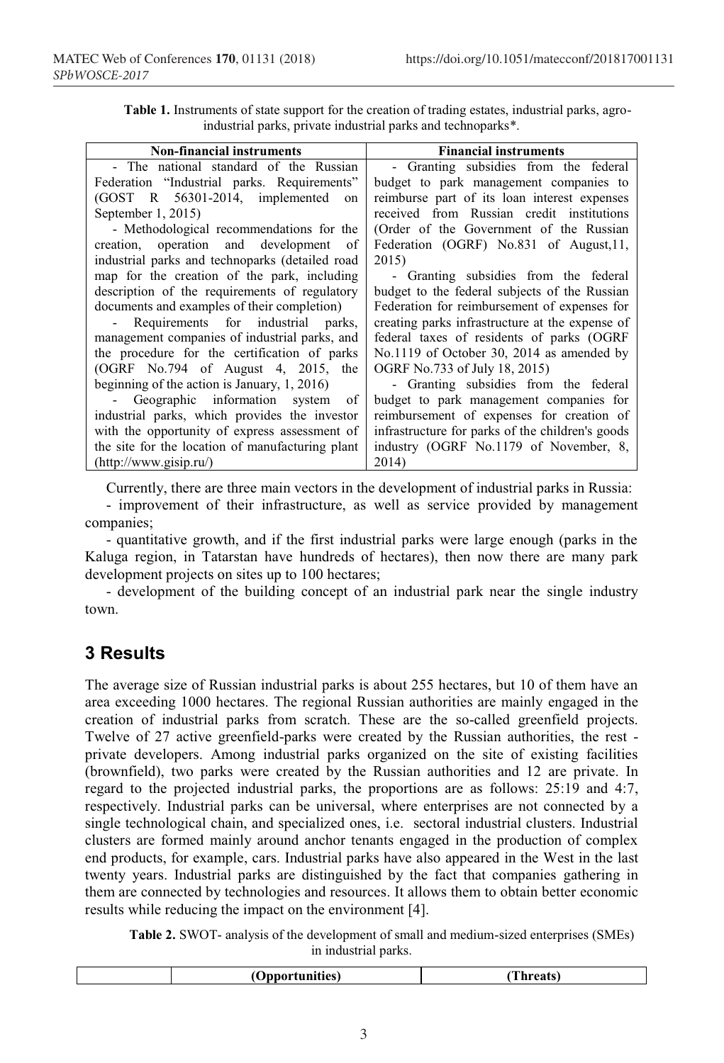**Table 1.** Instruments of state support for the creation of trading estates, industrial parks, agro-industrial parks, private industrial parks and technoparks*.

| Non-financial instruments | Financial instruments |
|---|---|
| - The national standard of the Russian Federation "Industrial parks. Requirements" (GOST R 56301-2014, implemented on September 1, 2015)<br>- Methodological recommendations for the creation, operation and development of industrial parks and technoparks (detailed road map for the creation of the park, including description of the requirements of regulatory documents and examples of their completion)<br>- Requirements for industrial parks, management companies of industrial parks, and the procedure for the certification of parks (OGRF No.794 of August 4, 2015, the beginning of the action is January, 1, 2016)<br>- Geographic information system of industrial parks, which provides the investor with the opportunity of express assessment of the site for the location of manufacturing plant (http://www.gisip.ru/) | - Granting subsidies from the federal budget to park management companies to reimburse part of its loan interest expenses received from Russian credit institutions (Order of the Government of the Russian Federation (OGRF) No.831 of August,11, 2015)<br>- Granting subsidies from the federal budget to the federal subjects of the Russian Federation for reimbursement of expenses for creating parks infrastructure at the expense of federal taxes of residents of parks (OGRF No.1119 of October 30, 2014 as amended by OGRF No.733 of July 18, 2015)<br>- Granting subsidies from the federal budget to park management companies for reimbursement of expenses for creation of infrastructure for parks of the children's goods industry (OGRF No.1179 of November, 8, 2014) |

Currently, there are three main vectors in the development of industrial parks in Russia:

- improvement of their infrastructure, as well as service provided by management companies;
- quantitative growth, and if the first industrial parks were large enough (parks in the Kaluga region, in Tatarstan have hundreds of hectares), then now there are many park development projects on sites up to 100 hectares;
- development of the building concept of an industrial park near the single industry town.

## 3 Results

The average size of Russian industrial parks is about 255 hectares, but 10 of them have an area exceeding 1000 hectares. The regional Russian authorities are mainly engaged in the creation of industrial parks from scratch. These are the so-called greenfield projects. Twelve of 27 active greenfield-parks were created by the Russian authorities, the rest - private developers. Among industrial parks organized on the site of existing facilities (brownfield), two parks were created by the Russian authorities and 12 are private. In regard to the projected industrial parks, the proportions are as follows: 25:19 and 4:7, respectively. Industrial parks can be universal, where enterprises are not connected by a single technological chain, and specialized ones, i.e. sectoral industrial clusters. Industrial clusters are formed mainly around anchor tenants engaged in the production of complex end products, for example, cars. Industrial parks have also appeared in the West in the last twenty years. Industrial parks are distinguished by the fact that companies gathering in them are connected by technologies and resources. It allows them to obtain better economic results while reducing the impact on the environment [4].

**Table 2.** SWOT- analysis of the development of small and medium-sized enterprises (SMEs) in industrial parks.

| | (Opportunities) | (Threats) |
|---|---|---|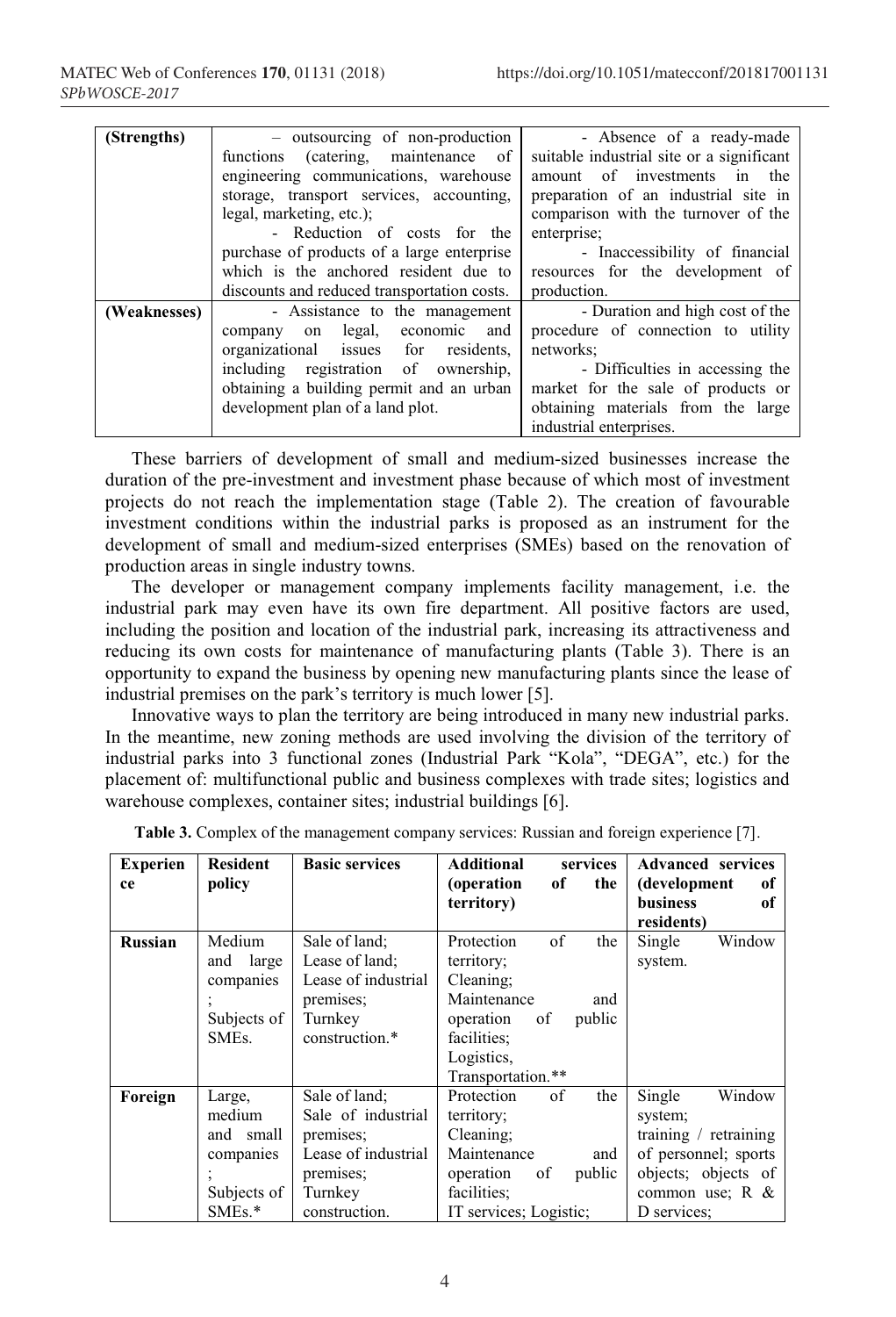| (Strengths) | – outsourcing of non-production functions (catering, maintenance of engineering communications, warehouse storage, transport services, accounting, legal, marketing, etc.);<br>- Reduction of costs for the purchase of products of a large enterprise which is the anchored resident due to discounts and reduced transportation costs. | - Absence of a ready-made suitable industrial site or a significant amount of investments in the preparation of an industrial site in comparison with the turnover of the enterprise;<br>- Inaccessibility of financial resources for the development of production. |
|---|---|---|
| (Weaknesses) | - Assistance to the management company on legal, economic and organizational issues for residents, including registration of ownership, obtaining a building permit and an urban development plan of a land plot. | - Duration and high cost of the procedure of connection to utility networks;<br>- Difficulties in accessing the market for the sale of products or obtaining materials from the large industrial enterprises. |

These barriers of development of small and medium-sized businesses increase the duration of the pre-investment and investment phase because of which most of investment projects do not reach the implementation stage (Table 2). The creation of favourable investment conditions within the industrial parks is proposed as an instrument for the development of small and medium-sized enterprises (SMEs) based on the renovation of production areas in single industry towns.

The developer or management company implements facility management, i.e. the industrial park may even have its own fire department. All positive factors are used, including the position and location of the industrial park, increasing its attractiveness and reducing its own costs for maintenance of manufacturing plants (Table 3). There is an opportunity to expand the business by opening new manufacturing plants since the lease of industrial premises on the park's territory is much lower [5].

Innovative ways to plan the territory are being introduced in many new industrial parks. In the meantime, new zoning methods are used involving the division of the territory of industrial parks into 3 functional zones (Industrial Park "Kola", "DEGA", etc.) for the placement of: multifunctional public and business complexes with trade sites; logistics and warehouse complexes, container sites; industrial buildings [6].

**Table 3.** Complex of the management company services: Russian and foreign experience [7].

| Experience | Resident policy | Basic services | Additional services (operation of the territory) | Advanced services (development of business of residents) |
|---|---|---|---|---|
| **Russian** | Medium and large companies; Subjects of SMEs. | Sale of land;<br>Lease of land;<br>Lease of industrial premises;<br>Turnkey construction.* | Protection of the territory;<br>Cleaning;<br>Maintenance and operation of public facilities;<br>Logistics,<br>Transportation.** | Single Window system. |
| **Foreign** | Large, medium and small companies; Subjects of SMEs.* | Sale of land;<br>Sale of industrial premises;<br>Lease of industrial premises;<br>Turnkey construction. | Protection of the territory;<br>Cleaning;<br>Maintenance and operation of public facilities;<br>IT services; Logistic; | Single Window system;<br>training / retraining of personnel; sports objects; objects of common use; R & D services; |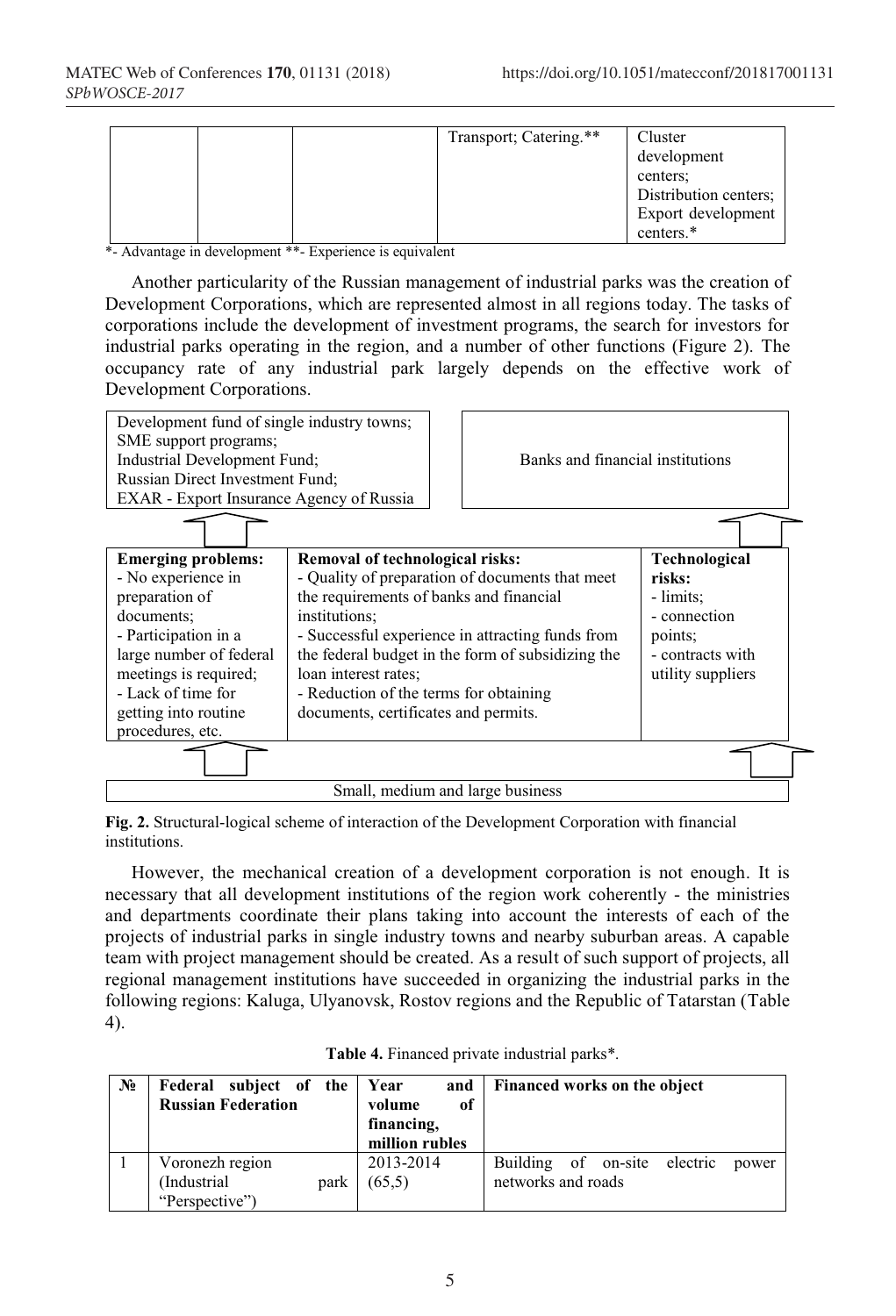| | | | Transport; Catering.** | Cluster development centers; Distribution centers; Export development centers.* |
|---|---|---|---|---|

*- Advantage in development **- Experience is equivalent

Another particularity of the Russian management of industrial parks was the creation of Development Corporations, which are represented almost in all regions today. The tasks of corporations include the development of investment programs, the search for investors for industrial parks operating in the region, and a number of other functions (Figure 2). The occupancy rate of any industrial park largely depends on the effective work of Development Corporations.

Development fund of single industry towns;
SME support programs;
Industrial Development Fund;
Russian Direct Investment Fund;
EXAR - Export Insurance Agency of Russia

Banks and financial institutions

| **Emerging problems:** | **Removal of technological risks:** | **Technological risks:** |
|---|---|---|
| - No experience in preparation of documents;<br>- Participation in a large number of federal meetings is required;<br>- Lack of time for getting into routine procedures, etc. | - Quality of preparation of documents that meet the requirements of banks and financial institutions;<br>- Successful experience in attracting funds from the federal budget in the form of subsidizing the loan interest rates;<br>- Reduction of the terms for obtaining documents, certificates and permits. | - limits;<br>- connection points;<br>- contracts with utility suppliers |

Small, medium and large business

**Fig. 2.** Structural-logical scheme of interaction of the Development Corporation with financial institutions.

However, the mechanical creation of a development corporation is not enough. It is necessary that all development institutions of the region work coherently - the ministries and departments coordinate their plans taking into account the interests of each of the projects of industrial parks in single industry towns and nearby suburban areas. A capable team with project management should be created. As a result of such support of projects, all regional management institutions have succeeded in organizing the industrial parks in the following regions: Kaluga, Ulyanovsk, Rostov regions and the Republic of Tatarstan (Table 4).

**Table 4.** Financed private industrial parks*.

| № | Federal subject of the Russian Federation | Year and volume of financing, million rubles | Financed works on the object |
|---|---|---|---|
| 1 | Voronezh region (Industrial park "Perspective") | 2013-2014 (65,5) | Building of on-site electric power networks and roads |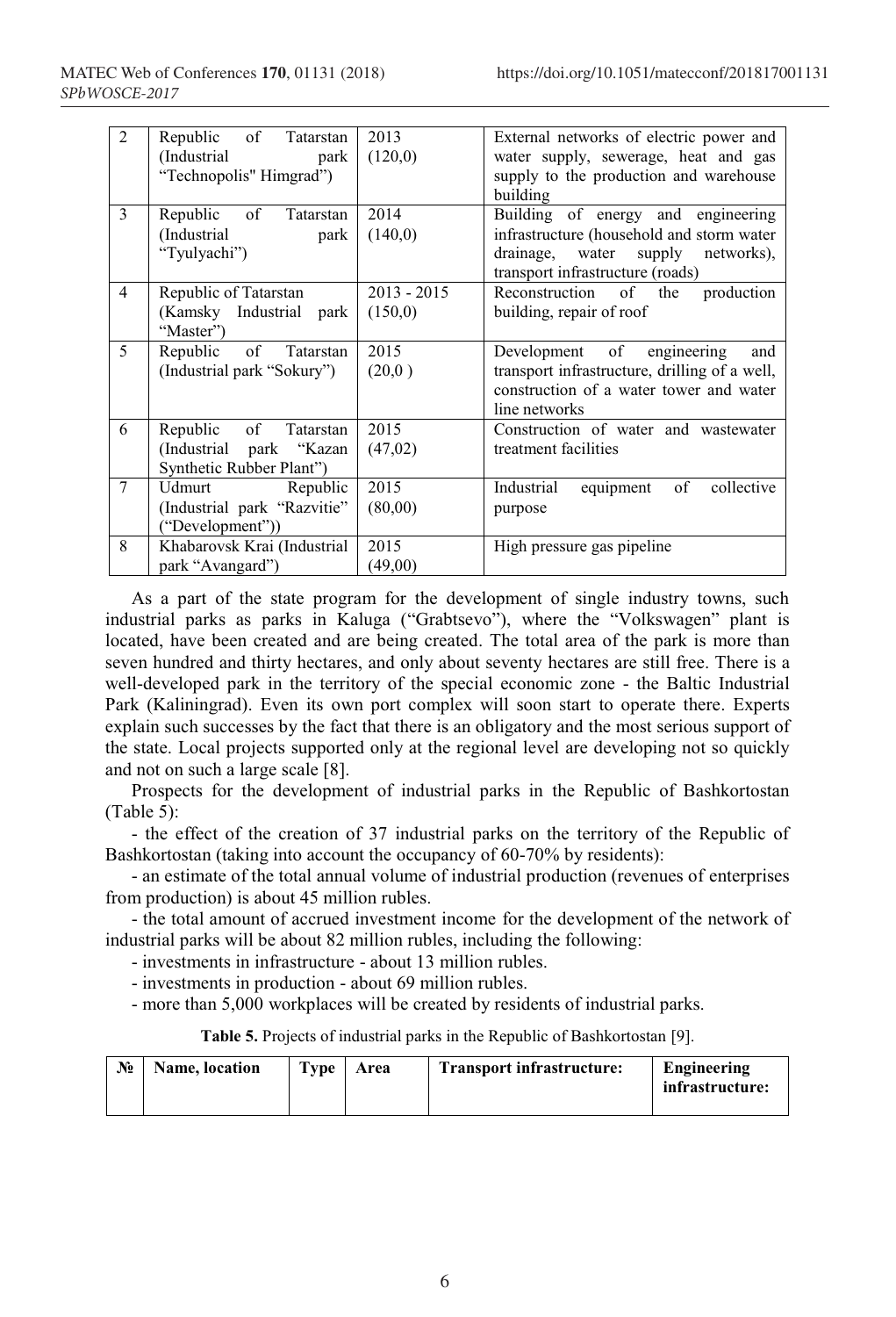| 2 | Republic of Tatarstan (Industrial park "Technopolis" Himgrad") | 2013 (120,0) | External networks of electric power and water supply, sewerage, heat and gas supply to the production and warehouse building |
|---|---|---|---|
| 3 | Republic of Tatarstan (Industrial park "Tyulyachi") | 2014 (140,0) | Building of energy and engineering infrastructure (household and storm water drainage, water supply networks), transport infrastructure (roads) |
| 4 | Republic of Tatarstan (Kamsky Industrial park "Master") | 2013 - 2015 (150,0) | Reconstruction of the production building, repair of roof |
| 5 | Republic of Tatarstan (Industrial park "Sokury") | 2015 (20,0 ) | Development of engineering and transport infrastructure, drilling of a well, construction of a water tower and water line networks |
| 6 | Republic of Tatarstan (Industrial park "Kazan Synthetic Rubber Plant") | 2015 (47,02) | Construction of water and wastewater treatment facilities |
| 7 | Udmurt Republic (Industrial park "Razvitie" ("Development")) | 2015 (80,00) | Industrial equipment of collective purpose |
| 8 | Khabarovsk Krai (Industrial park "Avangard") | 2015 (49,00) | High pressure gas pipeline |

As a part of the state program for the development of single industry towns, such industrial parks as parks in Kaluga ("Grabtsevo"), where the "Volkswagen" plant is located, have been created and are being created. The total area of the park is more than seven hundred and thirty hectares, and only about seventy hectares are still free. There is a well-developed park in the territory of the special economic zone - the Baltic Industrial Park (Kaliningrad). Even its own port complex will soon start to operate there. Experts explain such successes by the fact that there is an obligatory and the most serious support of the state. Local projects supported only at the regional level are developing not so quickly and not on such a large scale [8].

Prospects for the development of industrial parks in the Republic of Bashkortostan (Table 5):

- the effect of the creation of 37 industrial parks on the territory of the Republic of Bashkortostan (taking into account the occupancy of 60-70% by residents):
- an estimate of the total annual volume of industrial production (revenues of enterprises from production) is about 45 million rubles.
- the total amount of accrued investment income for the development of the network of industrial parks will be about 82 million rubles, including the following:
- investments in infrastructure - about 13 million rubles.
- investments in production - about 69 million rubles.
- more than 5,000 workplaces will be created by residents of industrial parks.

**Table 5.** Projects of industrial parks in the Republic of Bashkortostan [9].

| № | Name, location | Type | Area | Transport infrastructure: | Engineering infrastructure: |
|---|---|---|---|---|---|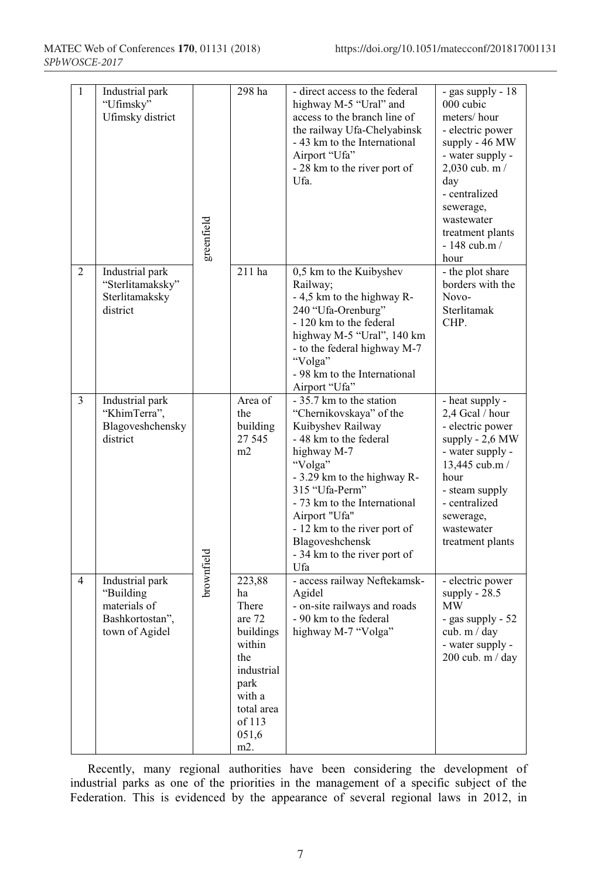| 1 | Industrial park "Ufimsky" Ufimsky district | greenfield | 298 ha | - direct access to the federal highway M-5 "Ural" and access to the branch line of the railway Ufa-Chelyabinsk<br>- 43 km to the International Airport "Ufa"<br>- 28 km to the river port of Ufa. | - gas supply - 18 000 cubic meters/ hour<br>- electric power supply - 46 MW<br>- water supply - 2,030 cub. m / day<br>- centralized sewerage, wastewater treatment plants - 148 cub.m / hour |
|---|---|---|---|---|---|
| 2 | Industrial park "Sterlitamaksky" Sterlitamaksky district | | 211 ha | 0,5 km to the Kuibyshev Railway;<br>- 4,5 km to the highway R-240 "Ufa-Orenburg"<br>- 120 km to the federal highway M-5 "Ural", 140 km - to the federal highway M-7 "Volga"<br>- 98 km to the International Airport "Ufa" | - the plot share borders with the Novo-Sterlitamak CHP. |
| 3 | Industrial park "KhimTerra", Blagoveshchensky district | brownfield | Area of the building 27 545 m2 | - 35.7 km to the station "Chernikovskaya" of the Kuibyshev Railway<br>- 48 km to the federal highway M-7 "Volga"<br>- 3.29 km to the highway R-315 "Ufa-Perm"<br>- 73 km to the International Airport "Ufa"<br>- 12 km to the river port of Blagoveshchensk<br>- 34 km to the river port of Ufa | - heat supply - 2,4 Gcal / hour<br>- electric power supply - 2,6 MW<br>- water supply - 13,445 cub.m / hour<br>- steam supply<br>- centralized sewerage, wastewater treatment plants |
| 4 | Industrial park "Building materials of Bashkortostan", town of Agidel | | 223,88 ha There are 72 buildings within the industrial park with a total area of 113 051,6 m2. | - access railway Neftekamsk-Agidel<br>- on-site railways and roads<br>- 90 km to the federal highway M-7 "Volga" | - electric power supply - 28.5 MW<br>- gas supply - 52 cub. m / day<br>- water supply - 200 cub. m / day |

Recently, many regional authorities have been considering the development of industrial parks as one of the priorities in the management of a specific subject of the Federation. This is evidenced by the appearance of several regional laws in 2012, in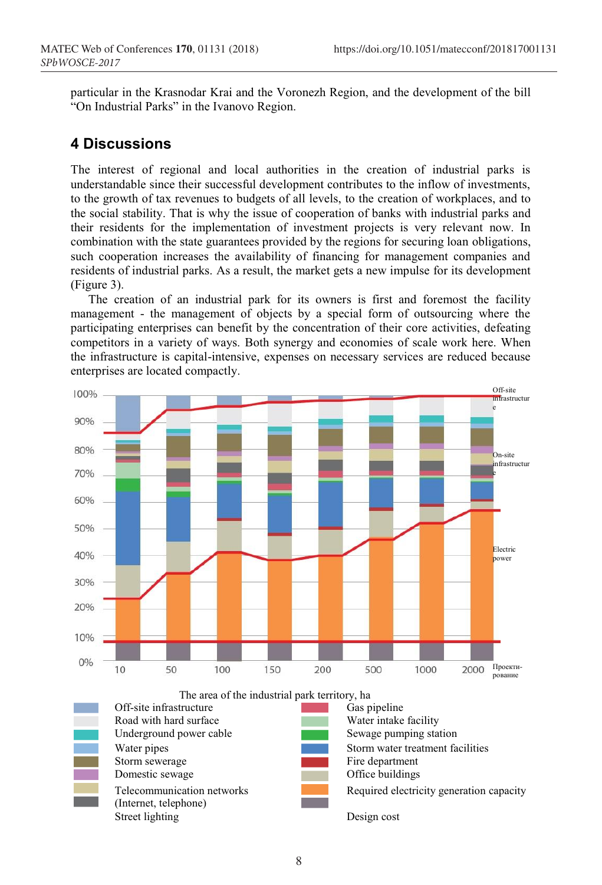particular in the Krasnodar Krai and the Voronezh Region, and the development of the bill "On Industrial Parks" in the Ivanovo Region.

## 4 Discussions

The interest of regional and local authorities in the creation of industrial parks is understandable since their successful development contributes to the inflow of investments, to the growth of tax revenues to budgets of all levels, to the creation of workplaces, and to the social stability. That is why the issue of cooperation of banks with industrial parks and their residents for the implementation of investment projects is very relevant now. In combination with the state guarantees provided by the regions for securing loan obligations, such cooperation increases the availability of financing for management companies and residents of industrial parks. As a result, the market gets a new impulse for its development (Figure 3).

The creation of an industrial park for its owners is first and foremost the facility management - the management of objects by a special form of outsourcing where the participating enterprises can benefit by the concentration of their core activities, defeating competitors in a variety of ways. Both synergy and economies of scale work here. When the infrastructure is capital-intensive, expenses on necessary services are reduced because enterprises are located compactly.

The area of the industrial park territory, ha

- Off-site infrastructure
- Road with hard surface
- Underground power cable
- Water pipes
- Storm sewerage
- Domestic sewage
- Telecommunication networks (Internet, telephone)
- Street lighting
- Gas pipeline
- Water intake facility
- Sewage pumping station
- Storm water treatment facilities
- Fire department
- Office buildings
- Required electricity generation capacity
- Design cost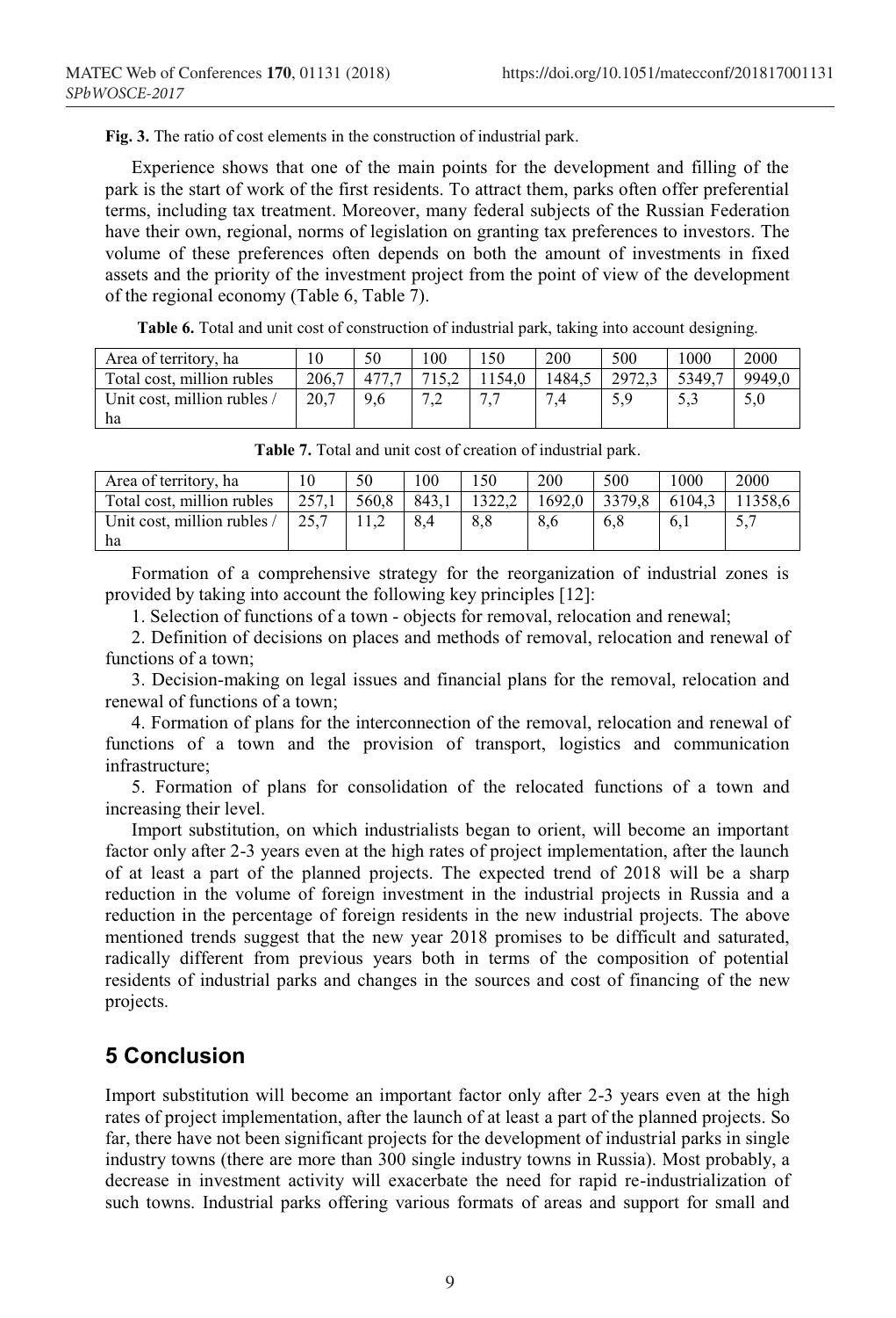**Fig. 3.** The ratio of cost elements in the construction of industrial park.

Experience shows that one of the main points for the development and filling of the park is the start of work of the first residents. To attract them, parks often offer preferential terms, including tax treatment. Moreover, many federal subjects of the Russian Federation have their own, regional, norms of legislation on granting tax preferences to investors. The volume of these preferences often depends on both the amount of investments in fixed assets and the priority of the investment project from the point of view of the development of the regional economy (Table 6, Table 7).

**Table 6.** Total and unit cost of construction of industrial park, taking into account designing.

| Area of territory, ha | 10 | 50 | 100 | 150 | 200 | 500 | 1000 | 2000 |
|---|---|---|---|---|---|---|---|---|
| Total cost, million rubles | 206,7 | 477,7 | 715,2 | 1154,0 | 1484,5 | 2972,3 | 5349,7 | 9949,0 |
| Unit cost, million rubles / ha | 20,7 | 9,6 | 7,2 | 7,7 | 7,4 | 5,9 | 5,3 | 5,0 |

**Table 7.** Total and unit cost of creation of industrial park.

| Area of territory, ha | 10 | 50 | 100 | 150 | 200 | 500 | 1000 | 2000 |
|---|---|---|---|---|---|---|---|---|
| Total cost, million rubles | 257,1 | 560,8 | 843,1 | 1322,2 | 1692,0 | 3379,8 | 6104,3 | 11358,6 |
| Unit cost, million rubles / ha | 25,7 | 11,2 | 8,4 | 8,8 | 8,6 | 6,8 | 6,1 | 5,7 |

Formation of a comprehensive strategy for the reorganization of industrial zones is provided by taking into account the following key principles [12]:

1. Selection of functions of a town - objects for removal, relocation and renewal;

2. Definition of decisions on places and methods of removal, relocation and renewal of functions of a town;

3. Decision-making on legal issues and financial plans for the removal, relocation and renewal of functions of a town;

4. Formation of plans for the interconnection of the removal, relocation and renewal of functions of a town and the provision of transport, logistics and communication infrastructure;

5. Formation of plans for consolidation of the relocated functions of a town and increasing their level.

Import substitution, on which industrialists began to orient, will become an important factor only after 2-3 years even at the high rates of project implementation, after the launch of at least a part of the planned projects. The expected trend of 2018 will be a sharp reduction in the volume of foreign investment in the industrial projects in Russia and a reduction in the percentage of foreign residents in the new industrial projects. The above mentioned trends suggest that the new year 2018 promises to be difficult and saturated, radically different from previous years both in terms of the composition of potential residents of industrial parks and changes in the sources and cost of financing of the new projects.

## 5 Conclusion

Import substitution will become an important factor only after 2-3 years even at the high rates of project implementation, after the launch of at least a part of the planned projects. So far, there have not been significant projects for the development of industrial parks in single industry towns (there are more than 300 single industry towns in Russia). Most probably, a decrease in investment activity will exacerbate the need for rapid re-industrialization of such towns. Industrial parks offering various formats of areas and support for small and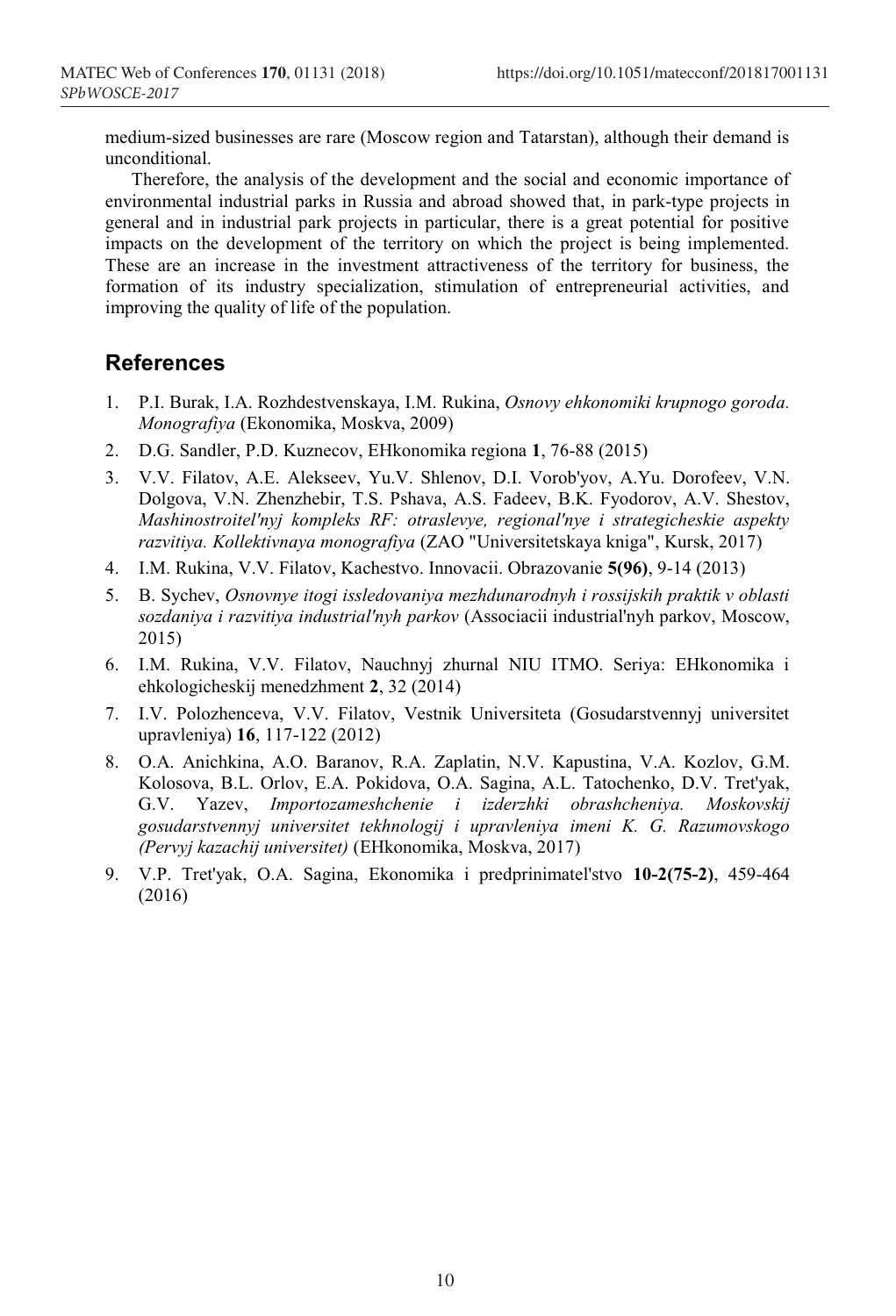medium-sized businesses are rare (Moscow region and Tatarstan), although their demand is unconditional.

Therefore, the analysis of the development and the social and economic importance of environmental industrial parks in Russia and abroad showed that, in park-type projects in general and in industrial park projects in particular, there is a great potential for positive impacts on the development of the territory on which the project is being implemented. These are an increase in the investment attractiveness of the territory for business, the formation of its industry specialization, stimulation of entrepreneurial activities, and improving the quality of life of the population.

## References

1. P.I. Burak, I.A. Rozhdestvenskaya, I.M. Rukina, *Osnovy ehkonomiki krupnogo goroda. Monografiya* (Ekonomika, Moskva, 2009)
2. D.G. Sandler, P.D. Kuznecov, EHkonomika regiona **1**, 76-88 (2015)
3. V.V. Filatov, A.E. Alekseev, Yu.V. Shlenov, D.I. Vorob'yov, A.Yu. Dorofeev, V.N. Dolgova, V.N. Zhenzhebir, T.S. Pshava, A.S. Fadeev, B.K. Fyodorov, A.V. Shestov, *Mashinostroitel'nyj kompleks RF: otraslevye, regional'nye i strategicheskie aspekty razvitiya. Kollektivnaya monografiya* (ZAO "Universitetskaya kniga", Kursk, 2017)
4. I.M. Rukina, V.V. Filatov, Kachestvo. Innovacii. Obrazovanie **5(96)**, 9-14 (2013)
5. B. Sychev, *Osnovnye itogi issledovaniya mezhdunarodnyh i rossijskih praktik v oblasti sozdaniya i razvitiya industrial'nyh parkov* (Associacii industrial'nyh parkov, Moscow, 2015)
6. I.M. Rukina, V.V. Filatov, Nauchnyj zhurnal NIU ITMO. Seriya: EHkonomika i ehkologicheskij menedzhment **2**, 32 (2014)
7. I.V. Polozhenceva, V.V. Filatov, Vestnik Universiteta (Gosudarstvennyj universitet upravleniya) **16**, 117-122 (2012)
8. O.A. Anichkina, A.O. Baranov, R.A. Zaplatin, N.V. Kapustina, V.A. Kozlov, G.M. Kolosova, B.L. Orlov, E.A. Pokidova, O.A. Sagina, A.L. Tatochenko, D.V. Tret'yak, G.V. Yazev, *Importozameshchenie i izderzhki obrashcheniya. Moskovskij gosudarstvennyj universitet tekhnologij i upravleniya imeni K. G. Razumovskogo (Pervyj kazachij universitet)* (EHkonomika, Moskva, 2017)
9. V.P. Tret'yak, O.A. Sagina, Ekonomika i predprinimatel'stvo **10-2(75-2)**, 459-464 (2016)